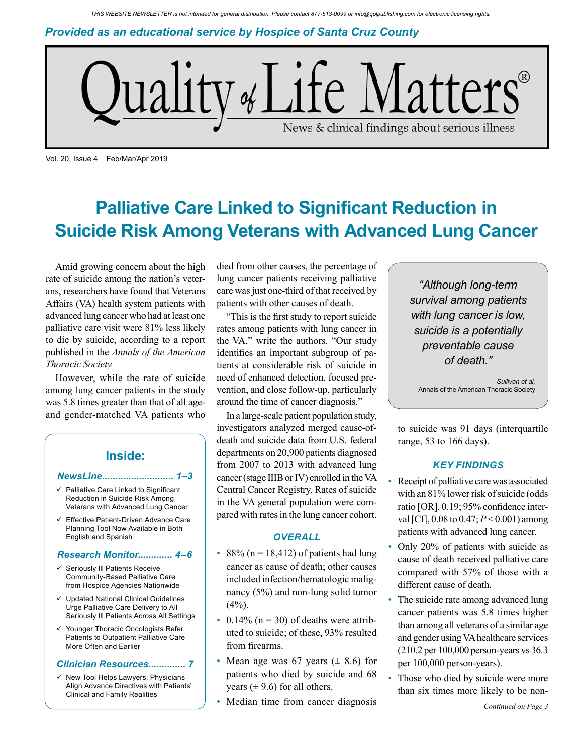THIS WEBSITE NEWSLETTER is not intended for general distribution. Please contact 877-513-0099 or info@qolpublishing.com for electronic licensing rights.

*Provided as an educational service by Hospice of Santa Cruz County*

# Quality of Life Matters®

News & clinical findings about serious illness

Vol. 20, Issue 4 Feb/Mar/Apr 2019

## Palliative Care Linked to Significant Reduction in Suicide Risk Among Veterans with Advanced Lung Cancer

Amid growing concern about the high rate of suicide among the nation's veterans, researchers have found that Veterans Affairs (VA) health system patients with advanced lung cancer who had at least one palliative care visit were 81% less likely to die by suicide, according to a report published in the *Annals of the American Thoracic Society.*

However, while the rate of suicide among lung cancer patients in the study was 5.8 times greater than that of all age- and gender-matched VA patients who died from other causes, the percentage of lung cancer patients receiving palliative care was just one-third of that received by patients with other causes of death.

"This is the first study to report suicide rates among patients with lung cancer in the VA," write the authors. "Our study identifies an important subgroup of patients at considerable risk of suicide in need of enhanced detection, focused prevention, and close follow-up, particularly around the time of cancer diagnosis."

In a large-scale patient population study, investigators analyzed merged cause-of-death and suicide data from U.S. federal departments on 20,900 patients diagnosed from 2007 to 2013 with advanced lung cancer (stage IIIB or IV) enrolled in the VA Central Cancer Registry. Rates of suicide in the VA general population were compared with rates in the lung cancer cohort.

> *"Although long-term survival among patients with lung cancer is low, suicide is a potentially preventable cause of death."*
>
> — Sullivan et al, Annals of the American Thoracic Society

### OVERALL

- 88% (n = 18,412) of patients had lung cancer as cause of death; other causes included infection/hematologic malignancy (5%) and non-lung solid tumor (4%).
- 0.14% (n = 30) of deaths were attributed to suicide; of these, 93% resulted from firearms.
- Mean age was 67 years (± 8.6) for patients who died by suicide and 68 years (± 9.6) for all others.
- Median time from cancer diagnosis to suicide was 91 days (interquartile range, 53 to 166 days).

### KEY FINDINGS

- Receipt of palliative care was associated with an 81% lower risk of suicide (odds ratio [OR], 0.19; 95% confidence interval [CI], 0.08 to 0.47; $P < 0.001$) among patients with advanced lung cancer.
- Only 20% of patients with suicide as cause of death received palliative care compared with 57% of those with a different cause of death.
- The suicide rate among advanced lung cancer patients was 5.8 times higher than among all veterans of a similar age and gender using VA healthcare services (210.2 per 100,000 person-years vs 36.3 per 100,000 person-years).
- Those who died by suicide were more than six times more likely to be non-

*Continued on Page 3*

### Inside:

**NewsLine.......................... 1–3**

- ✓ Palliative Care Linked to Significant Reduction in Suicide Risk Among Veterans with Advanced Lung Cancer
- ✓ Effective Patient-Driven Advance Care Planning Tool Now Available in Both English and Spanish

**Research Monitor............ 4–6**

- ✓ Seriously Ill Patients Receive Community-Based Palliative Care from Hospice Agencies Nationwide
- ✓ Updated National Clinical Guidelines Urge Palliative Care Delivery to All Seriously Ill Patients Across All Settings
- ✓ Younger Thoracic Oncologists Refer Patients to Outpatient Palliative Care More Often and Earlier

**Clinician Resources............. 7**

- ✓ New Tool Helps Lawyers, Physicians Align Advance Directives with Patients' Clinical and Family Realities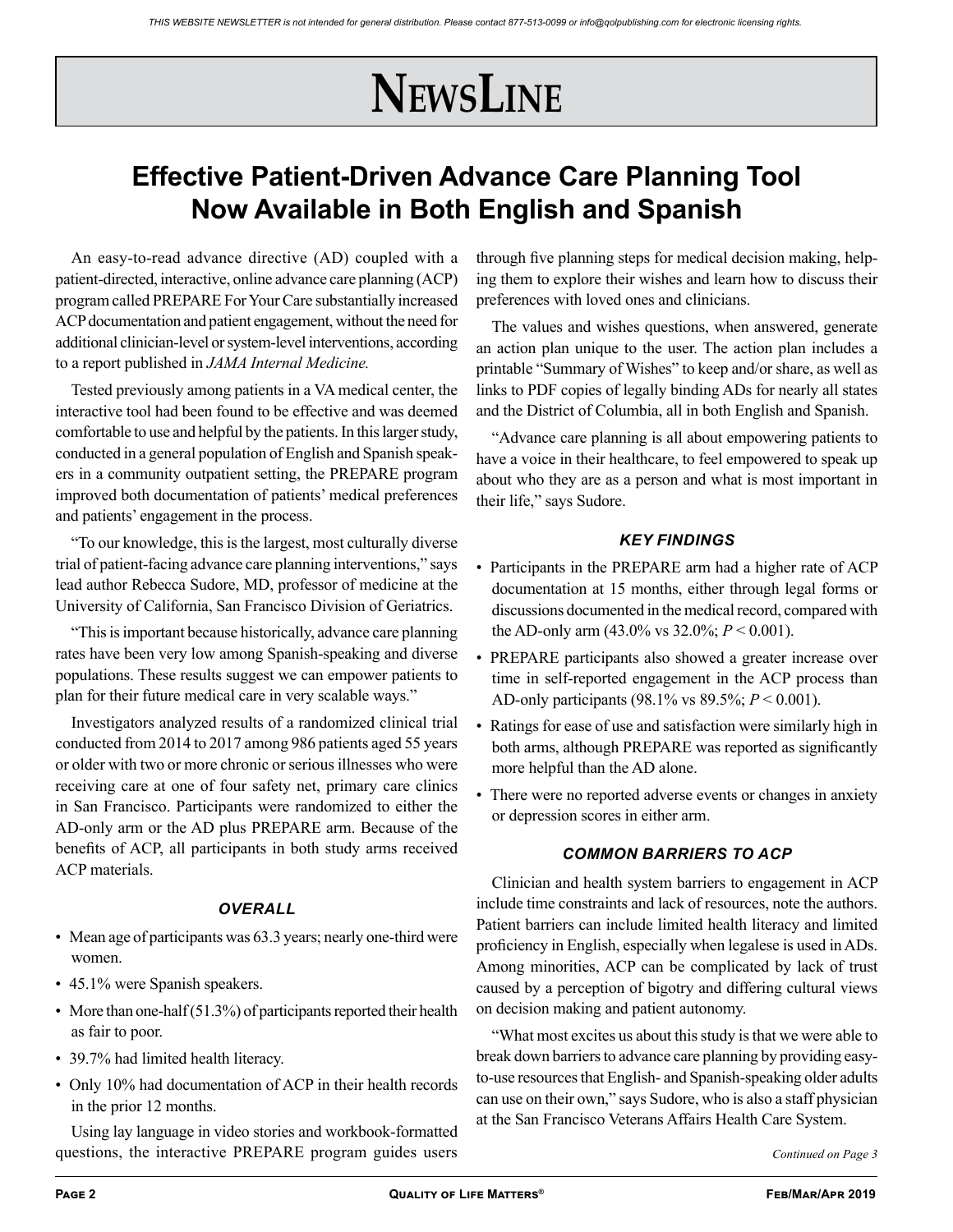# NewsLine

## Effective Patient-Driven Advance Care Planning Tool Now Available in Both English and Spanish

An easy-to-read advance directive (AD) coupled with a patient-directed, interactive, online advance care planning (ACP) program called PREPARE For Your Care substantially increased ACP documentation and patient engagement, without the need for additional clinician-level or system-level interventions, according to a report published in *JAMA Internal Medicine.*

Tested previously among patients in a VA medical center, the interactive tool had been found to be effective and was deemed comfortable to use and helpful by the patients. In this larger study, conducted in a general population of English and Spanish speakers in a community outpatient setting, the PREPARE program improved both documentation of patients' medical preferences and patients' engagement in the process.

"To our knowledge, this is the largest, most culturally diverse trial of patient-facing advance care planning interventions," says lead author Rebecca Sudore, MD, professor of medicine at the University of California, San Francisco Division of Geriatrics.

"This is important because historically, advance care planning rates have been very low among Spanish-speaking and diverse populations. These results suggest we can empower patients to plan for their future medical care in very scalable ways."

Investigators analyzed results of a randomized clinical trial conducted from 2014 to 2017 among 986 patients aged 55 years or older with two or more chronic or serious illnesses who were receiving care at one of four safety net, primary care clinics in San Francisco. Participants were randomized to either the AD-only arm or the AD plus PREPARE arm. Because of the benefits of ACP, all participants in both study arms received ACP materials.

### *OVERALL*

- Mean age of participants was 63.3 years; nearly one-third were women.
- 45.1% were Spanish speakers.
- More than one-half (51.3%) of participants reported their health as fair to poor.
- 39.7% had limited health literacy.
- Only 10% had documentation of ACP in their health records in the prior 12 months.

Using lay language in video stories and workbook-formatted questions, the interactive PREPARE program guides users through five planning steps for medical decision making, helping them to explore their wishes and learn how to discuss their preferences with loved ones and clinicians.

The values and wishes questions, when answered, generate an action plan unique to the user. The action plan includes a printable "Summary of Wishes" to keep and/or share, as well as links to PDF copies of legally binding ADs for nearly all states and the District of Columbia, all in both English and Spanish.

"Advance care planning is all about empowering patients to have a voice in their healthcare, to feel empowered to speak up about who they are as a person and what is most important in their life," says Sudore.

### *KEY FINDINGS*

- Participants in the PREPARE arm had a higher rate of ACP documentation at 15 months, either through legal forms or discussions documented in the medical record, compared with the AD-only arm (43.0% vs 32.0%; $P < 0.001$).
- PREPARE participants also showed a greater increase over time in self-reported engagement in the ACP process than AD-only participants (98.1% vs 89.5%; $P < 0.001$).
- Ratings for ease of use and satisfaction were similarly high in both arms, although PREPARE was reported as significantly more helpful than the AD alone.
- There were no reported adverse events or changes in anxiety or depression scores in either arm.

### *COMMON BARRIERS TO ACP*

Clinician and health system barriers to engagement in ACP include time constraints and lack of resources, note the authors. Patient barriers can include limited health literacy and limited proficiency in English, especially when legalese is used in ADs. Among minorities, ACP can be complicated by lack of trust caused by a perception of bigotry and differing cultural views on decision making and patient autonomy.

"What most excites us about this study is that we were able to break down barriers to advance care planning by providing easy-to-use resources that English- and Spanish-speaking older adults can use on their own," says Sudore, who is also a staff physician at the San Francisco Veterans Affairs Health Care System.

*Continued on Page 3*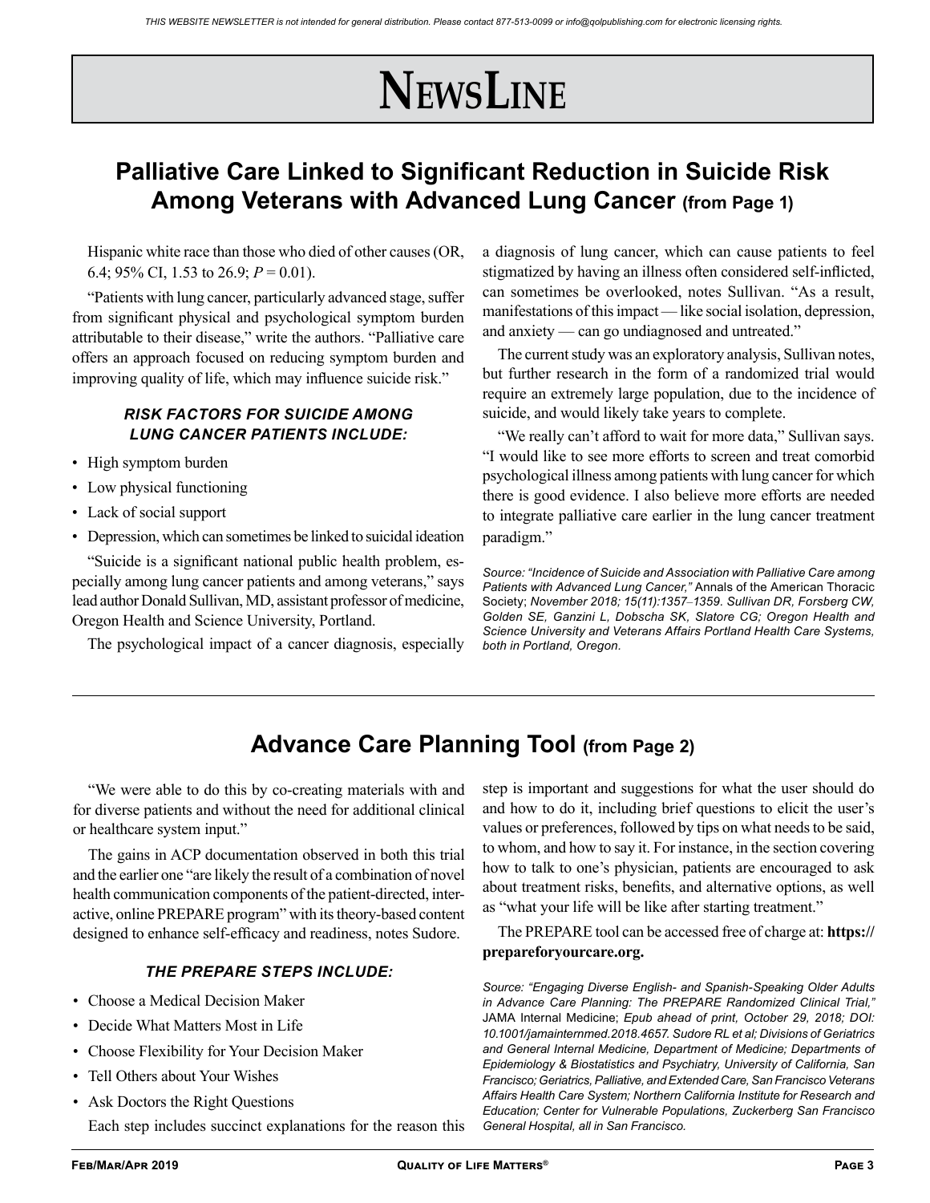# NewsLine

## Palliative Care Linked to Significant Reduction in Suicide Risk Among Veterans with Advanced Lung Cancer (from Page 1)

Hispanic white race than those who died of other causes (OR, 6.4; 95% CI, 1.53 to 26.9; $P = 0.01$).

"Patients with lung cancer, particularly advanced stage, suffer from significant physical and psychological symptom burden attributable to their disease," write the authors. "Palliative care offers an approach focused on reducing symptom burden and improving quality of life, which may influence suicide risk."

#### *RISK FACTORS FOR SUICIDE AMONG LUNG CANCER PATIENTS INCLUDE:*

- High symptom burden
- Low physical functioning
- Lack of social support
- Depression, which can sometimes be linked to suicidal ideation

"Suicide is a significant national public health problem, especially among lung cancer patients and among veterans," says lead author Donald Sullivan, MD, assistant professor of medicine, Oregon Health and Science University, Portland.

The psychological impact of a cancer diagnosis, especially a diagnosis of lung cancer, which can cause patients to feel stigmatized by having an illness often considered self-inflicted, can sometimes be overlooked, notes Sullivan. "As a result, manifestations of this impact — like social isolation, depression, and anxiety — can go undiagnosed and untreated."

The current study was an exploratory analysis, Sullivan notes, but further research in the form of a randomized trial would require an extremely large population, due to the incidence of suicide, and would likely take years to complete.

"We really can't afford to wait for more data," Sullivan says. "I would like to see more efforts to screen and treat comorbid psychological illness among patients with lung cancer for which there is good evidence. I also believe more efforts are needed to integrate palliative care earlier in the lung cancer treatment paradigm."

*Source: "Incidence of Suicide and Association with Palliative Care among Patients with Advanced Lung Cancer,"* Annals of the American Thoracic Society; *November 2018; 15(11):1357–1359. Sullivan DR, Forsberg CW, Golden SE, Ganzini L, Dobscha SK, Slatore CG; Oregon Health and Science University and Veterans Affairs Portland Health Care Systems, both in Portland, Oregon.*

---

## Advance Care Planning Tool (from Page 2)

"We were able to do this by co-creating materials with and for diverse patients and without the need for additional clinical or healthcare system input."

The gains in ACP documentation observed in both this trial and the earlier one "are likely the result of a combination of novel health communication components of the patient-directed, interactive, online PREPARE program" with its theory-based content designed to enhance self-efficacy and readiness, notes Sudore.

#### *THE PREPARE STEPS INCLUDE:*

- Choose a Medical Decision Maker
- Decide What Matters Most in Life
- Choose Flexibility for Your Decision Maker
- Tell Others about Your Wishes
- Ask Doctors the Right Questions

Each step includes succinct explanations for the reason this step is important and suggestions for what the user should do and how to do it, including brief questions to elicit the user's values or preferences, followed by tips on what needs to be said, to whom, and how to say it. For instance, in the section covering how to talk to one's physician, patients are encouraged to ask about treatment risks, benefits, and alternative options, as well as "what your life will be like after starting treatment."

The PREPARE tool can be accessed free of charge at: **https://prepareforyourcare.org.**

*Source: "Engaging Diverse English- and Spanish-Speaking Older Adults in Advance Care Planning: The PREPARE Randomized Clinical Trial,"* JAMA Internal Medicine; *Epub ahead of print, October 29, 2018; DOI: 10.1001/jamainternmed.2018.4657. Sudore RL et al; Divisions of Geriatrics and General Internal Medicine, Department of Medicine; Departments of Epidemiology & Biostatistics and Psychiatry, University of California, San Francisco; Geriatrics, Palliative, and Extended Care, San Francisco Veterans Affairs Health Care System; Northern California Institute for Research and Education; Center for Vulnerable Populations, Zuckerberg San Francisco General Hospital, all in San Francisco.*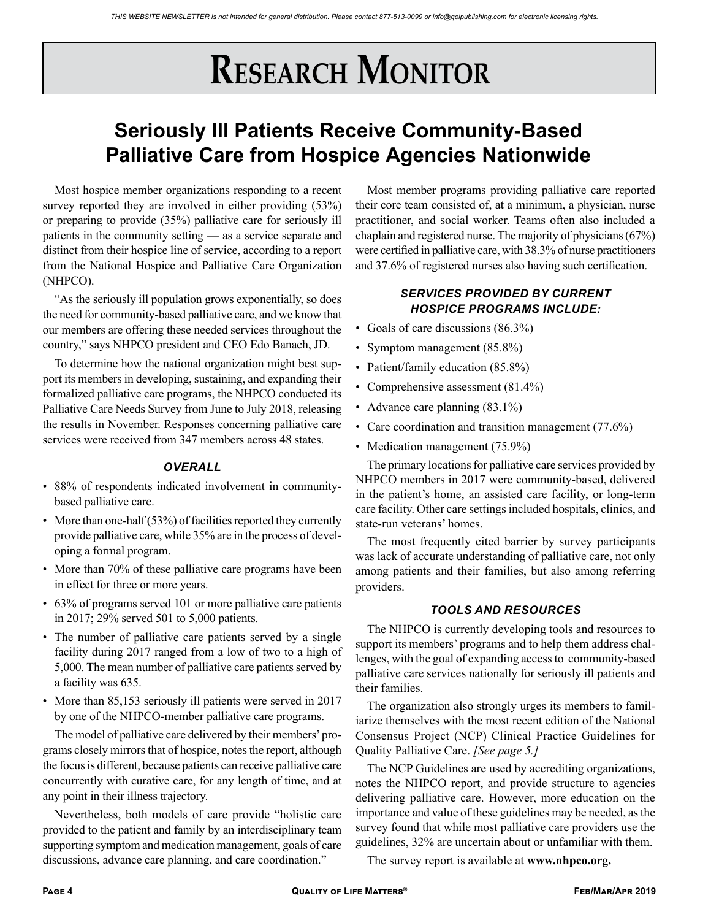# Research Monitor

## Seriously Ill Patients Receive Community-Based Palliative Care from Hospice Agencies Nationwide

Most hospice member organizations responding to a recent survey reported they are involved in either providing (53%) or preparing to provide (35%) palliative care for seriously ill patients in the community setting — as a service separate and distinct from their hospice line of service, according to a report from the National Hospice and Palliative Care Organization (NHPCO).

"As the seriously ill population grows exponentially, so does the need for community-based palliative care, and we know that our members are offering these needed services throughout the country," says NHPCO president and CEO Edo Banach, JD.

To determine how the national organization might best support its members in developing, sustaining, and expanding their formalized palliative care programs, the NHPCO conducted its Palliative Care Needs Survey from June to July 2018, releasing the results in November. Responses concerning palliative care services were received from 347 members across 48 states.

### *OVERALL*

- 88% of respondents indicated involvement in community-based palliative care.
- More than one-half (53%) of facilities reported they currently provide palliative care, while 35% are in the process of developing a formal program.
- More than 70% of these palliative care programs have been in effect for three or more years.
- 63% of programs served 101 or more palliative care patients in 2017; 29% served 501 to 5,000 patients.
- The number of palliative care patients served by a single facility during 2017 ranged from a low of two to a high of 5,000. The mean number of palliative care patients served by a facility was 635.
- More than 85,153 seriously ill patients were served in 2017 by one of the NHPCO-member palliative care programs.

The model of palliative care delivered by their members' programs closely mirrors that of hospice, notes the report, although the focus is different, because patients can receive palliative care concurrently with curative care, for any length of time, and at any point in their illness trajectory.

Nevertheless, both models of care provide "holistic care provided to the patient and family by an interdisciplinary team supporting symptom and medication management, goals of care discussions, advance care planning, and care coordination."

Most member programs providing palliative care reported their core team consisted of, at a minimum, a physician, nurse practitioner, and social worker. Teams often also included a chaplain and registered nurse. The majority of physicians (67%) were certified in palliative care, with 38.3% of nurse practitioners and 37.6% of registered nurses also having such certification.

### *SERVICES PROVIDED BY CURRENT HOSPICE PROGRAMS INCLUDE:*

- Goals of care discussions (86.3%)
- Symptom management (85.8%)
- Patient/family education (85.8%)
- Comprehensive assessment (81.4%)
- Advance care planning (83.1%)
- Care coordination and transition management (77.6%)
- Medication management (75.9%)

The primary locations for palliative care services provided by NHPCO members in 2017 were community-based, delivered in the patient's home, an assisted care facility, or long-term care facility. Other care settings included hospitals, clinics, and state-run veterans' homes.

The most frequently cited barrier by survey participants was lack of accurate understanding of palliative care, not only among patients and their families, but also among referring providers.

### *TOOLS AND RESOURCES*

The NHPCO is currently developing tools and resources to support its members' programs and to help them address challenges, with the goal of expanding access to community-based palliative care services nationally for seriously ill patients and their families.

The organization also strongly urges its members to familiarize themselves with the most recent edition of the National Consensus Project (NCP) Clinical Practice Guidelines for Quality Palliative Care. *[See page 5.]*

The NCP Guidelines are used by accrediting organizations, notes the NHPCO report, and provide structure to agencies delivering palliative care. However, more education on the importance and value of these guidelines may be needed, as the survey found that while most palliative care providers use the guidelines, 32% are uncertain about or unfamiliar with them.

The survey report is available at **www.nhpco.org.**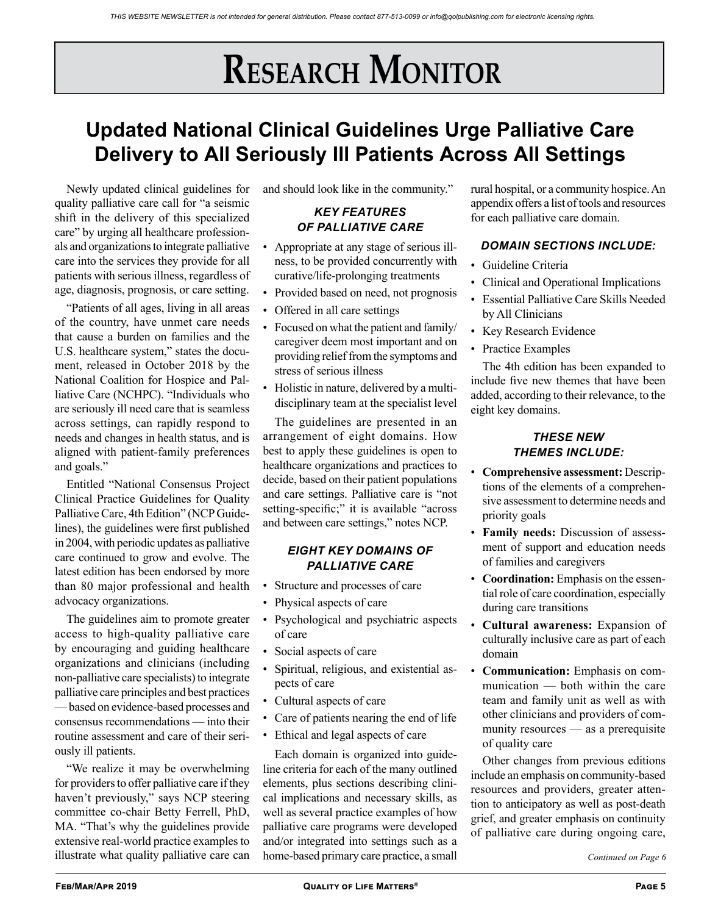# Research Monitor

## Updated National Clinical Guidelines Urge Palliative Care Delivery to All Seriously Ill Patients Across All Settings

Newly updated clinical guidelines for quality palliative care call for "a seismic shift in the delivery of this specialized care" by urging all healthcare professionals and organizations to integrate palliative care into the services they provide for all patients with serious illness, regardless of age, diagnosis, prognosis, or care setting.

"Patients of all ages, living in all areas of the country, have unmet care needs that cause a burden on families and the U.S. healthcare system," states the document, released in October 2018 by the National Coalition for Hospice and Palliative Care (NCHPC). "Individuals who are seriously ill need care that is seamless across settings, can rapidly respond to needs and changes in health status, and is aligned with patient-family preferences and goals."

Entitled "National Consensus Project Clinical Practice Guidelines for Quality Palliative Care, 4th Edition" (NCP Guidelines), the guidelines were first published in 2004, with periodic updates as palliative care continued to grow and evolve. The latest edition has been endorsed by more than 80 major professional and health advocacy organizations.

The guidelines aim to promote greater access to high-quality palliative care by encouraging and guiding healthcare organizations and clinicians (including non-palliative care specialists) to integrate palliative care principles and best practices — based on evidence-based processes and consensus recommendations — into their routine assessment and care of their seriously ill patients.

"We realize it may be overwhelming for providers to offer palliative care if they haven't previously," says NCP steering committee co-chair Betty Ferrell, PhD, MA. "That's why the guidelines provide extensive real-world practice examples to illustrate what quality palliative care can and should look like in the community."

### *KEY FEATURES OF PALLIATIVE CARE*

- Appropriate at any stage of serious illness, to be provided concurrently with curative/life-prolonging treatments
- Provided based on need, not prognosis
- Offered in all care settings
- Focused on what the patient and family/caregiver deem most important and on providing relief from the symptoms and stress of serious illness
- Holistic in nature, delivered by a multidisciplinary team at the specialist level

The guidelines are presented in an arrangement of eight domains. How best to apply these guidelines is open to healthcare organizations and practices to decide, based on their patient populations and care settings. Palliative care is "not setting-specific;" it is available "across and between care settings," notes NCP.

### *EIGHT KEY DOMAINS OF PALLIATIVE CARE*

- Structure and processes of care
- Physical aspects of care
- Psychological and psychiatric aspects of care
- Social aspects of care
- Spiritual, religious, and existential aspects of care
- Cultural aspects of care
- Care of patients nearing the end of life
- Ethical and legal aspects of care

Each domain is organized into guideline criteria for each of the many outlined elements, plus sections describing clinical implications and necessary skills, as well as several practice examples of how palliative care programs were developed and/or integrated into settings such as a home-based primary care practice, a small rural hospital, or a community hospice. An appendix offers a list of tools and resources for each palliative care domain.

### *DOMAIN SECTIONS INCLUDE:*

- Guideline Criteria
- Clinical and Operational Implications
- Essential Palliative Care Skills Needed by All Clinicians
- Key Research Evidence
- Practice Examples

The 4th edition has been expanded to include five new themes that have been added, according to their relevance, to the eight key domains.

### *THESE NEW THEMES INCLUDE:*

- **Comprehensive assessment:** Descriptions of the elements of a comprehensive assessment to determine needs and priority goals
- **Family needs:** Discussion of assessment of support and education needs of families and caregivers
- **Coordination:** Emphasis on the essential role of care coordination, especially during care transitions
- **Cultural awareness:** Expansion of culturally inclusive care as part of each domain
- **Communication:** Emphasis on communication — both within the care team and family unit as well as with other clinicians and providers of community resources — as a prerequisite of quality care

Other changes from previous editions include an emphasis on community-based resources and providers, greater attention to anticipatory as well as post-death grief, and greater emphasis on continuity of palliative care during ongoing care,

*Continued on Page 6*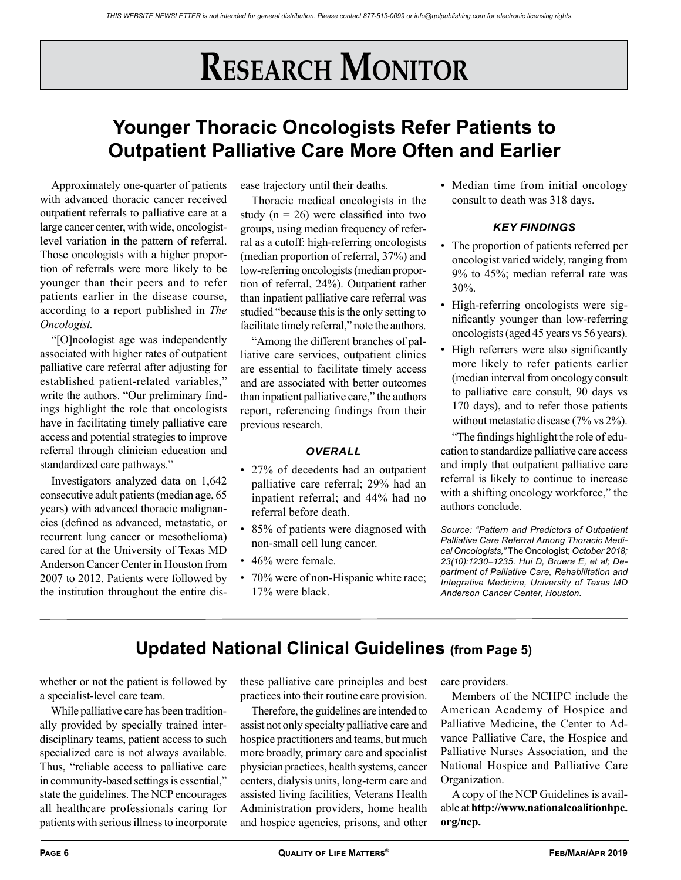# Research Monitor

## Younger Thoracic Oncologists Refer Patients to Outpatient Palliative Care More Often and Earlier

Approximately one-quarter of patients with advanced thoracic cancer received outpatient referrals to palliative care at a large cancer center, with wide, oncologist-level variation in the pattern of referral. Those oncologists with a higher proportion of referrals were more likely to be younger than their peers and to refer patients earlier in the disease course, according to a report published in *The Oncologist.*

"[O]ncologist age was independently associated with higher rates of outpatient palliative care referral after adjusting for established patient-related variables," write the authors. "Our preliminary findings highlight the role that oncologists have in facilitating timely palliative care access and potential strategies to improve referral through clinician education and standardized care pathways."

Investigators analyzed data on 1,642 consecutive adult patients (median age, 65 years) with advanced thoracic malignancies (defined as advanced, metastatic, or recurrent lung cancer or mesothelioma) cared for at the University of Texas MD Anderson Cancer Center in Houston from 2007 to 2012. Patients were followed by the institution throughout the entire disease trajectory until their deaths.

Thoracic medical oncologists in the study (n = 26) were classified into two groups, using median frequency of referral as a cutoff: high-referring oncologists (median proportion of referral, 37%) and low-referring oncologists (median proportion of referral, 24%). Outpatient rather than inpatient palliative care referral was studied "because this is the only setting to facilitate timely referral," note the authors.

"Among the different branches of palliative care services, outpatient clinics are essential to facilitate timely access and are associated with better outcomes than inpatient palliative care," the authors report, referencing findings from their previous research.

### *OVERALL*

- 27% of decedents had an outpatient palliative care referral; 29% had an inpatient referral; and 44% had no referral before death.
- 85% of patients were diagnosed with non-small cell lung cancer.
- 46% were female.
- 70% were of non-Hispanic white race; 17% were black.
- Median time from initial oncology consult to death was 318 days.

### *KEY FINDINGS*

- The proportion of patients referred per oncologist varied widely, ranging from 9% to 45%; median referral rate was 30%.
- High-referring oncologists were significantly younger than low-referring oncologists (aged 45 years vs 56 years).
- High referrers were also significantly more likely to refer patients earlier (median interval from oncology consult to palliative care consult, 90 days vs 170 days), and to refer those patients without metastatic disease (7% vs 2%).

"The findings highlight the role of education to standardize palliative care access and imply that outpatient palliative care referral is likely to continue to increase with a shifting oncology workforce," the authors conclude.

*Source: "Pattern and Predictors of Outpatient Palliative Care Referral Among Thoracic Medical Oncologists,"* The Oncologist; *October 2018; 23(10):1230–1235. Hui D, Bruera E, et al; Department of Palliative Care, Rehabilitation and Integrative Medicine, University of Texas MD Anderson Cancer Center, Houston.*

---

## Updated National Clinical Guidelines (from Page 5)

whether or not the patient is followed by a specialist-level care team.

While palliative care has been traditionally provided by specially trained interdisciplinary teams, patient access to such specialized care is not always available. Thus, "reliable access to palliative care in community-based settings is essential," state the guidelines. The NCP encourages all healthcare professionals caring for patients with serious illness to incorporate these palliative care principles and best practices into their routine care provision.

Therefore, the guidelines are intended to assist not only specialty palliative care and hospice practitioners and teams, but much more broadly, primary care and specialist physician practices, health systems, cancer centers, dialysis units, long-term care and assisted living facilities, Veterans Health Administration providers, home health and hospice agencies, prisons, and other care providers.

Members of the NCHPC include the American Academy of Hospice and Palliative Medicine, the Center to Advance Palliative Care, the Hospice and Palliative Nurses Association, and the National Hospice and Palliative Care Organization.

A copy of the NCP Guidelines is available at **http://www.nationalcoalitionhpc.org/ncp.**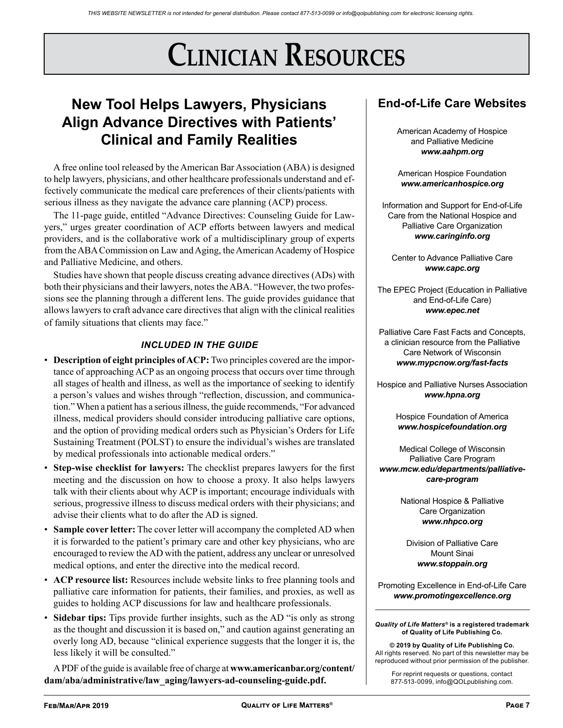THIS WEBSITE NEWSLETTER is not intended for general distribution. Please contact 877-513-0099 or info@qolpublishing.com for electronic licensing rights.

# Clinician Resources

## New Tool Helps Lawyers, Physicians Align Advance Directives with Patients' Clinical and Family Realities

A free online tool released by the American Bar Association (ABA) is designed to help lawyers, physicians, and other healthcare professionals understand and effectively communicate the medical care preferences of their clients/patients with serious illness as they navigate the advance care planning (ACP) process.

The 11-page guide, entitled "Advance Directives: Counseling Guide for Lawyers," urges greater coordination of ACP efforts between lawyers and medical providers, and is the collaborative work of a multidisciplinary group of experts from the ABA Commission on Law and Aging, the American Academy of Hospice and Palliative Medicine, and others.

Studies have shown that people discuss creating advance directives (ADs) with both their physicians and their lawyers, notes the ABA. "However, the two professions see the planning through a different lens. The guide provides guidance that allows lawyers to craft advance care directives that align with the clinical realities of family situations that clients may face."

### *INCLUDED IN THE GUIDE*

- **Description of eight principles of ACP:** Two principles covered are the importance of approaching ACP as an ongoing process that occurs over time through all stages of health and illness, as well as the importance of seeking to identify a person's values and wishes through "reflection, discussion, and communication." When a patient has a serious illness, the guide recommends, "For advanced illness, medical providers should consider introducing palliative care options, and the option of providing medical orders such as Physician's Orders for Life Sustaining Treatment (POLST) to ensure the individual's wishes are translated by medical professionals into actionable medical orders."
- **Step-wise checklist for lawyers:** The checklist prepares lawyers for the first meeting and the discussion on how to choose a proxy. It also helps lawyers talk with their clients about why ACP is important; encourage individuals with serious, progressive illness to discuss medical orders with their physicians; and advise their clients what to do after the AD is signed.
- **Sample cover letter:** The cover letter will accompany the completed AD when it is forwarded to the patient's primary care and other key physicians, who are encouraged to review the AD with the patient, address any unclear or unresolved medical options, and enter the directive into the medical record.
- **ACP resource list:** Resources include website links to free planning tools and palliative care information for patients, their families, and proxies, as well as guides to holding ACP discussions for law and healthcare professionals.
- **Sidebar tips:** Tips provide further insights, such as the AD "is only as strong as the thought and discussion it is based on," and caution against generating an overly long AD, because "clinical experience suggests that the longer it is, the less likely it will be consulted."

A PDF of the guide is available free of charge at **www.americanbar.org/content/dam/aba/administrative/law_aging/lawyers-ad-counseling-guide.pdf.**

## End-of-Life Care Websites

American Academy of Hospice and Palliative Medicine
***www.aahpm.org***

American Hospice Foundation
***www.americanhospice.org***

Information and Support for End-of-Life Care from the National Hospice and Palliative Care Organization
***www.caringinfo.org***

Center to Advance Palliative Care
***www.capc.org***

The EPEC Project (Education in Palliative and End-of-Life Care)
***www.epec.net***

Palliative Care Fast Facts and Concepts, a clinician resource from the Palliative Care Network of Wisconsin
***www.mypcnow.org/fast-facts***

Hospice and Palliative Nurses Association
***www.hpna.org***

Hospice Foundation of America
***www.hospicefoundation.org***

Medical College of Wisconsin Palliative Care Program
***www.mcw.edu/departments/palliative-care-program***

National Hospice & Palliative Care Organization
***www.nhpco.org***

Division of Palliative Care Mount Sinai
***www.stoppain.org***

Promoting Excellence in End-of-Life Care
***www.promotingexcellence.org***

---

***Quality of Life Matters®* is a registered trademark of Quality of Life Publishing Co.**

**© 2019 by Quality of Life Publishing Co.**
All rights reserved. No part of this newsletter may be reproduced without prior permission of the publisher.

For reprint requests or questions, contact 877-513-0099, info@QOLpublishing.com.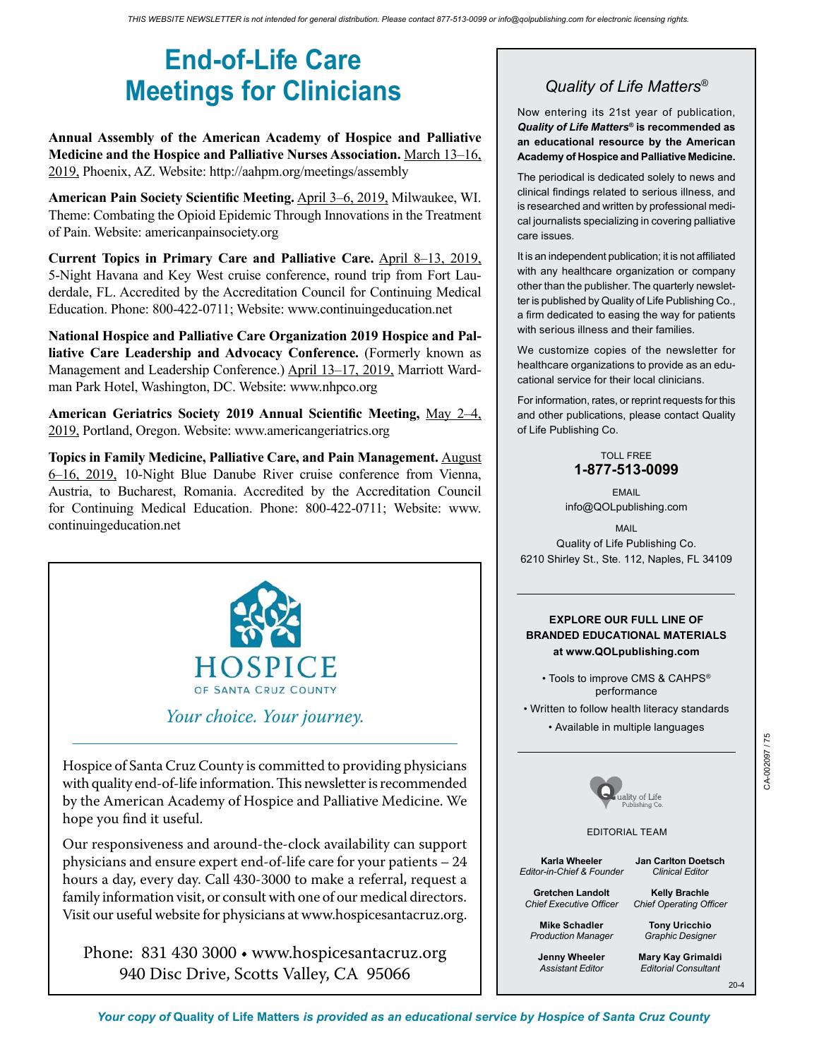THIS WEBSITE NEWSLETTER is not intended for general distribution. Please contact 877-513-0099 or info@qolpublishing.com for electronic licensing rights.

# End-of-Life Care Meetings for Clinicians

**Annual Assembly of the American Academy of Hospice and Palliative Medicine and the Hospice and Palliative Nurses Association.** March 13–16, 2019, Phoenix, AZ. Website: http://aahpm.org/meetings/assembly

**American Pain Society Scientific Meeting.** April 3–6, 2019, Milwaukee, WI. Theme: Combating the Opioid Epidemic Through Innovations in the Treatment of Pain. Website: americanpainsociety.org

**Current Topics in Primary Care and Palliative Care.** April 8–13, 2019, 5-Night Havana and Key West cruise conference, round trip from Fort Lauderdale, FL. Accredited by the Accreditation Council for Continuing Medical Education. Phone: 800-422-0711; Website: www.continuingeducation.net

**National Hospice and Palliative Care Organization 2019 Hospice and Palliative Care Leadership and Advocacy Conference.** (Formerly known as Management and Leadership Conference.) April 13–17, 2019, Marriott Wardman Park Hotel, Washington, DC. Website: www.nhpco.org

**American Geriatrics Society 2019 Annual Scientific Meeting,** May 2–4, 2019, Portland, Oregon. Website: www.americangeriatrics.org

**Topics in Family Medicine, Palliative Care, and Pain Management.** August 6–16, 2019, 10-Night Blue Danube River cruise conference from Vienna, Austria, to Bucharest, Romania. Accredited by the Accreditation Council for Continuing Medical Education. Phone: 800-422-0711; Website: www.continuingeducation.net

---

HOSPICE
OF SANTA CRUZ COUNTY

*Your choice. Your journey.*

Hospice of Santa Cruz County is committed to providing physicians with quality end-of-life information. This newsletter is recommended by the American Academy of Hospice and Palliative Medicine. We hope you find it useful.

Our responsiveness and around-the-clock availability can support physicians and ensure expert end-of-life care for your patients – 24 hours a day, every day. Call 430-3000 to make a referral, request a family information visit, or consult with one of our medical directors. Visit our useful website for physicians at www.hospicesantacruz.org.

Phone: 831 430 3000 • www.hospicesantacruz.org
940 Disc Drive, Scotts Valley, CA 95066

---

## *Quality of Life Matters®*

Now entering its 21st year of publication, ***Quality of Life Matters®* is recommended as an educational resource by the American Academy of Hospice and Palliative Medicine.**

The periodical is dedicated solely to news and clinical findings related to serious illness, and is researched and written by professional medical journalists specializing in covering palliative care issues.

It is an independent publication; it is not affiliated with any healthcare organization or company other than the publisher. The quarterly newsletter is published by Quality of Life Publishing Co., a firm dedicated to easing the way for patients with serious illness and their families.

We customize copies of the newsletter for healthcare organizations to provide as an educational service for their local clinicians.

For information, rates, or reprint requests for this and other publications, please contact Quality of Life Publishing Co.

TOLL FREE
**1-877-513-0099**

EMAIL
info@QOLpublishing.com

MAIL
Quality of Life Publishing Co.
6210 Shirley St., Ste. 112, Naples, FL 34109

**EXPLORE OUR FULL LINE OF BRANDED EDUCATIONAL MATERIALS at www.QOLpublishing.com**

- Tools to improve CMS & CAHPS® performance
- Written to follow health literacy standards
- Available in multiple languages

Quality of Life Publishing Co.

EDITORIAL TEAM

**Karla Wheeler** — *Editor-in-Chief & Founder*
**Jan Carlton Doetsch** — *Clinical Editor*
**Gretchen Landolt** — *Chief Executive Officer*
**Kelly Brachle** — *Chief Operating Officer*
**Mike Schadler** — *Production Manager*
**Tony Uricchio** — *Graphic Designer*
**Jenny Wheeler** — *Assistant Editor*
**Mary Kay Grimaldi** — *Editorial Consultant*

20-4

CA-002097 / 75

***Your copy of* Quality of Life Matters *is provided as an educational service by Hospice of Santa Cruz County***